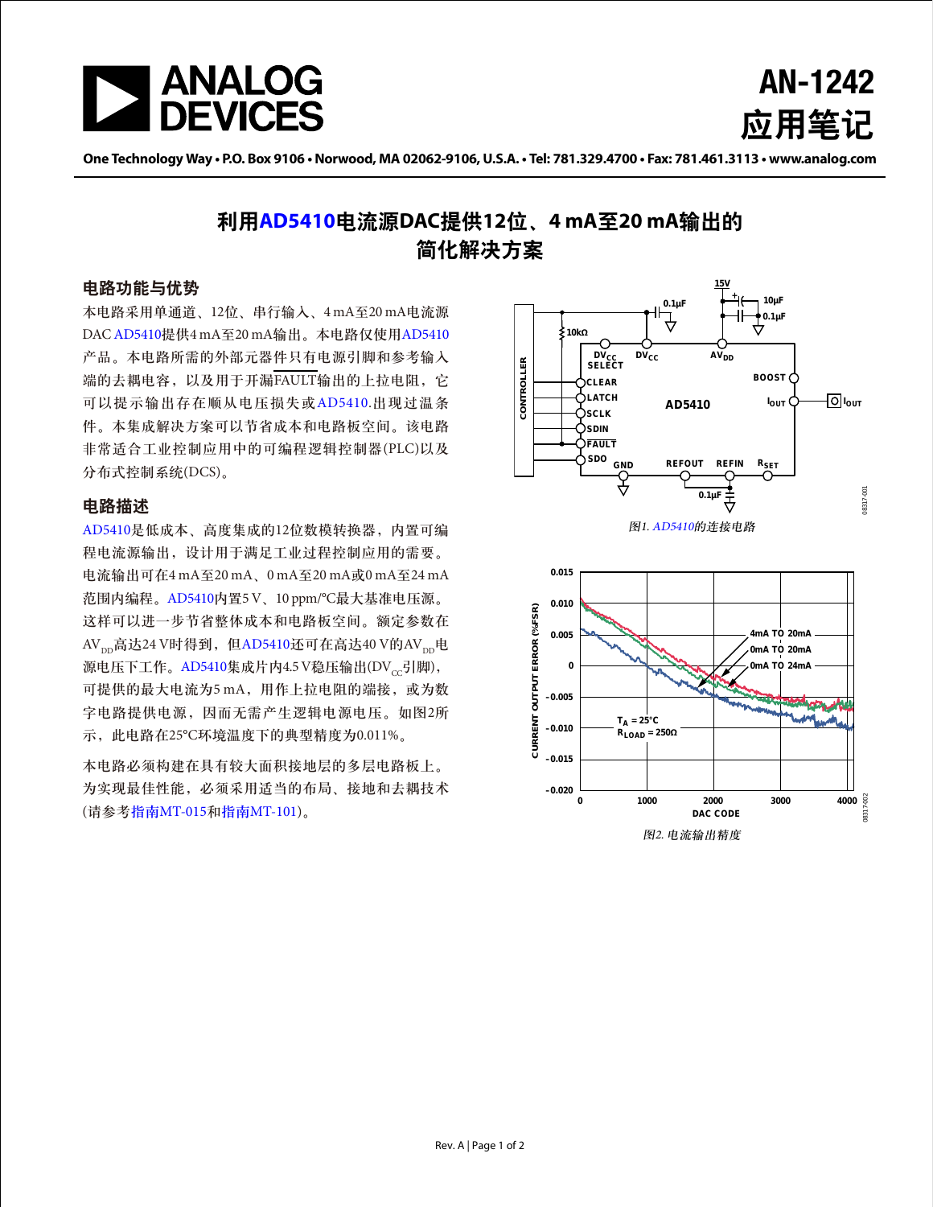AN-1242
应用笔记

# 利用AD5410电流源DAC提供12位、4 mA至20 mA输出的简化解决方案

## 电路功能与优势

本电路采用单通道、12位、串行输入、4 mA至20 mA电流源DAC AD5410提供4 mA至20 mA输出。本电路仅使用AD5410产品。本电路所需的外部元器件只有电源引脚和参考输入端的去耦电容，以及用于开漏FAULT输出的上拉电阻，它可以提示输出存在顺从电压损失或AD5410出现过温条件。本集成解决方案可以节省成本和电路板空间。该电路非常适合工业控制应用中的可编程逻辑控制器(PLC)以及分布式控制系统(DCS)。

## 电路描述

AD5410是低成本、高度集成的12位数模转换器，内置可编程电流源输出，设计用于满足工业过程控制应用的需要。电流输出可在4 mA至20 mA、0 mA至20 mA或0 mA至24 mA范围内编程。AD5410内置5 V、10 ppm/°C最大基准电压源。这样可以进一步节省整体成本和电路板空间。额定参数在$AV_{DD}$高达24 V时得到，但AD5410还可在高达40 V的$AV_{DD}$电源电压下工作。AD5410集成片内4.5 V稳压输出($DV_{CC}$引脚)，可提供的最大电流为5 mA，用作上拉电阻的端接，或为数字电路提供电源，因而无需产生逻辑电源电压。如图2所示，此电路在25°C环境温度下的典型精度为0.011%。

本电路必须构建在具有较大面积接地层的多层电路板上。为实现最佳性能，必须采用适当的布局、接地和去耦技术(请参考指南MT-015和指南MT-101)。

图1. AD5410的连接电路

图2. 电流输出精度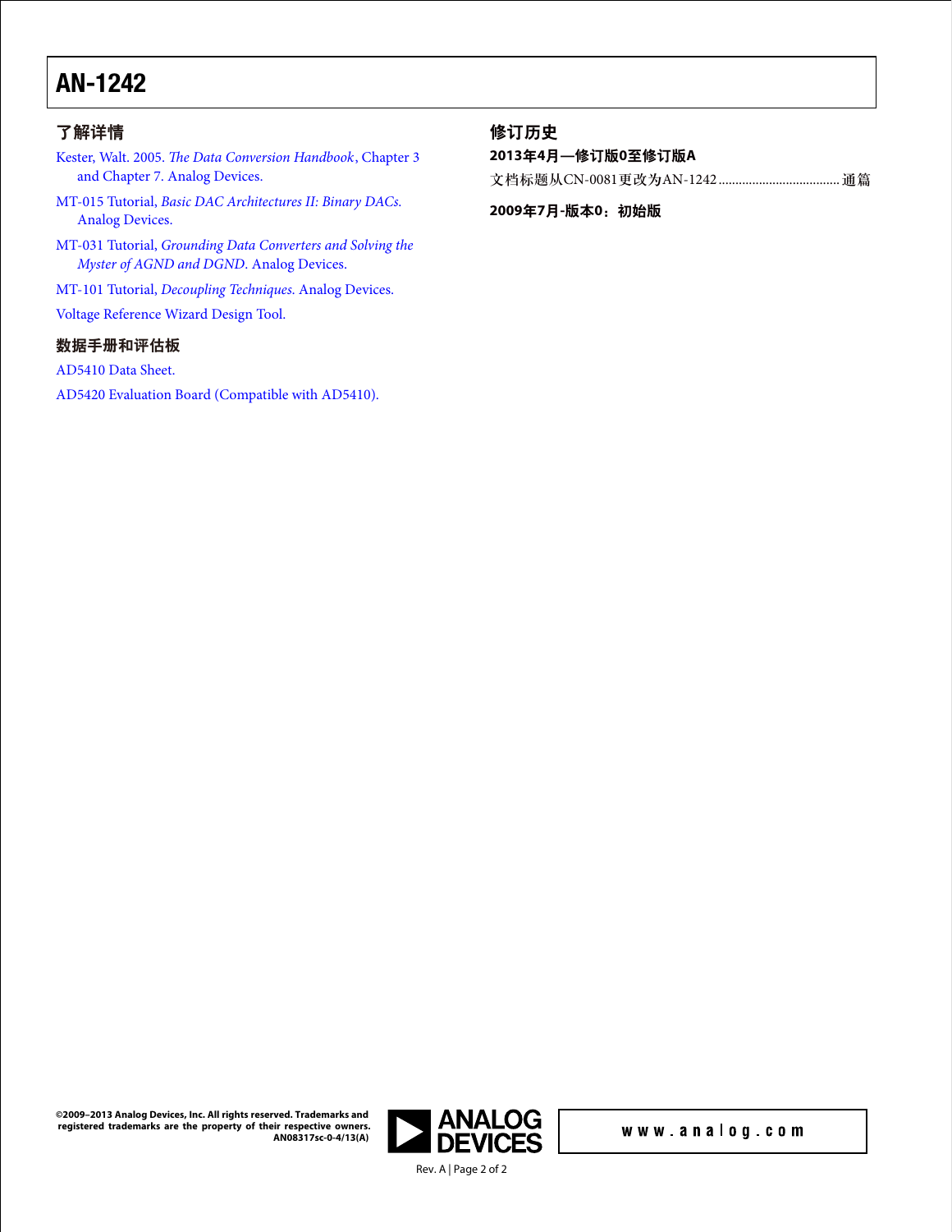## 了解详情

Kester, Walt. 2005. *The Data Conversion Handbook*, Chapter 3 and Chapter 7. Analog Devices.

MT-015 Tutorial, *Basic DAC Architectures II: Binary DACs.* Analog Devices.

MT-031 Tutorial, *Grounding Data Converters and Solving the Myster of AGND and DGND.* Analog Devices.

MT-101 Tutorial, *Decoupling Techniques.* Analog Devices.

Voltage Reference Wizard Design Tool.

## 数据手册和评估板

AD5410 Data Sheet.

AD5420 Evaluation Board (Compatible with AD5410).

## 修订历史

**2013年4月—修订版0至修订版A**

文档标题从CN-0081更改为AN-1242 .................................... 通篇

**2009年7月-版本0：初始版**

©2009–2013 Analog Devices, Inc. All rights reserved. Trademarks and registered trademarks are the property of their respective owners.
AN08317sc-0-4/13(A)